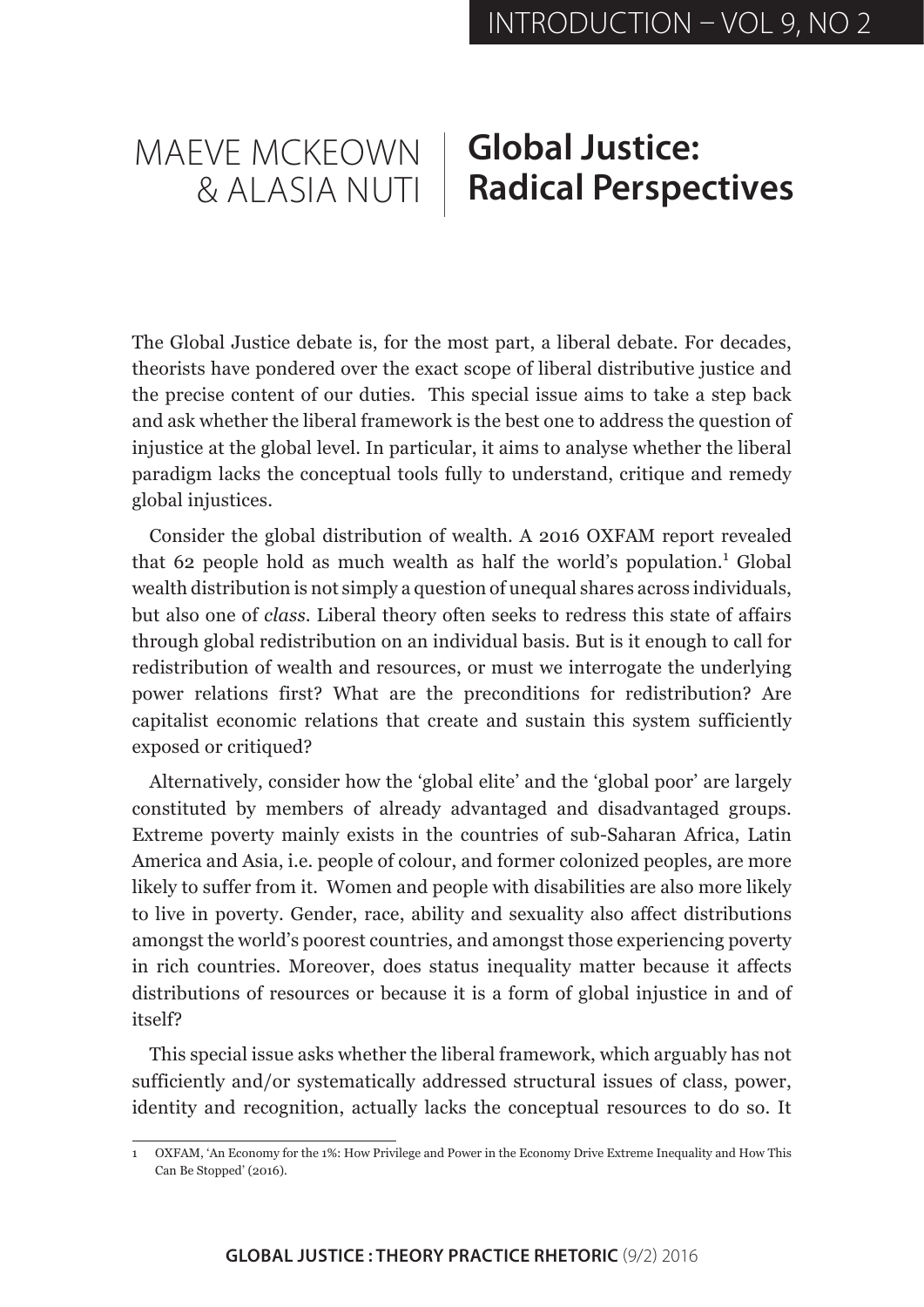# Global Justice: Radical Perspectives

MAEVE MCKEOWN & ALASIA NUTI

The Global Justice debate is, for the most part, a liberal debate. For decades, theorists have pondered over the exact scope of liberal distributive justice and the precise content of our duties. This special issue aims to take a step back and ask whether the liberal framework is the best one to address the question of injustice at the global level. In particular, it aims to analyse whether the liberal paradigm lacks the conceptual tools fully to understand, critique and remedy global injustices.

Consider the global distribution of wealth. A 2016 OXFAM report revealed that 62 people hold as much wealth as half the world's population.[1] Global wealth distribution is not simply a question of unequal shares across individuals, but also one of *class*. Liberal theory often seeks to redress this state of affairs through global redistribution on an individual basis. But is it enough to call for redistribution of wealth and resources, or must we interrogate the underlying power relations first? What are the preconditions for redistribution? Are capitalist economic relations that create and sustain this system sufficiently exposed or critiqued?

Alternatively, consider how the 'global elite' and the 'global poor' are largely constituted by members of already advantaged and disadvantaged groups. Extreme poverty mainly exists in the countries of sub-Saharan Africa, Latin America and Asia, i.e. people of colour, and former colonized peoples, are more likely to suffer from it. Women and people with disabilities are also more likely to live in poverty. Gender, race, ability and sexuality also affect distributions amongst the world's poorest countries, and amongst those experiencing poverty in rich countries. Moreover, does status inequality matter because it affects distributions of resources or because it is a form of global injustice in and of itself?

This special issue asks whether the liberal framework, which arguably has not sufficiently and/or systematically addressed structural issues of class, power, identity and recognition, actually lacks the conceptual resources to do so. It

---

1 OXFAM, 'An Economy for the 1%: How Privilege and Power in the Economy Drive Extreme Inequality and How This Can Be Stopped' (2016).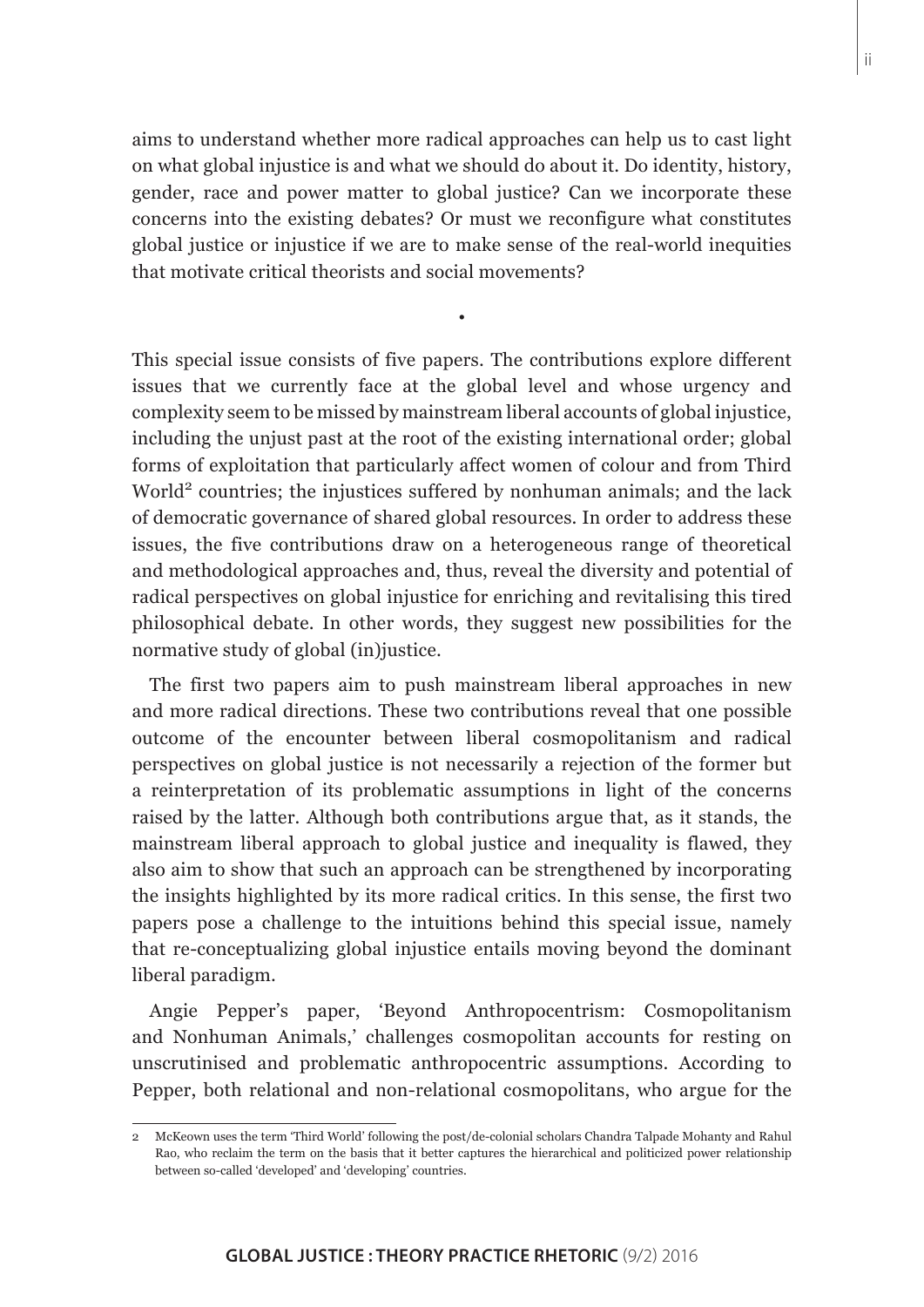aims to understand whether more radical approaches can help us to cast light on what global injustice is and what we should do about it. Do identity, history, gender, race and power matter to global justice? Can we incorporate these concerns into the existing debates? Or must we reconfigure what constitutes global justice or injustice if we are to make sense of the real-world inequities that motivate critical theorists and social movements?

•

This special issue consists of five papers. The contributions explore different issues that we currently face at the global level and whose urgency and complexity seem to be missed by mainstream liberal accounts of global injustice, including the unjust past at the root of the existing international order; global forms of exploitation that particularly affect women of colour and from Third World[2] countries; the injustices suffered by nonhuman animals; and the lack of democratic governance of shared global resources. In order to address these issues, the five contributions draw on a heterogeneous range of theoretical and methodological approaches and, thus, reveal the diversity and potential of radical perspectives on global injustice for enriching and revitalising this tired philosophical debate. In other words, they suggest new possibilities for the normative study of global (in)justice.

The first two papers aim to push mainstream liberal approaches in new and more radical directions. These two contributions reveal that one possible outcome of the encounter between liberal cosmopolitanism and radical perspectives on global justice is not necessarily a rejection of the former but a reinterpretation of its problematic assumptions in light of the concerns raised by the latter. Although both contributions argue that, as it stands, the mainstream liberal approach to global justice and inequality is flawed, they also aim to show that such an approach can be strengthened by incorporating the insights highlighted by its more radical critics. In this sense, the first two papers pose a challenge to the intuitions behind this special issue, namely that re-conceptualizing global injustice entails moving beyond the dominant liberal paradigm.

Angie Pepper's paper, 'Beyond Anthropocentrism: Cosmopolitanism and Nonhuman Animals,' challenges cosmopolitan accounts for resting on unscrutinised and problematic anthropocentric assumptions. According to Pepper, both relational and non-relational cosmopolitans, who argue for the

---

2 McKeown uses the term 'Third World' following the post/de-colonial scholars Chandra Talpade Mohanty and Rahul Rao, who reclaim the term on the basis that it better captures the hierarchical and politicized power relationship between so-called 'developed' and 'developing' countries.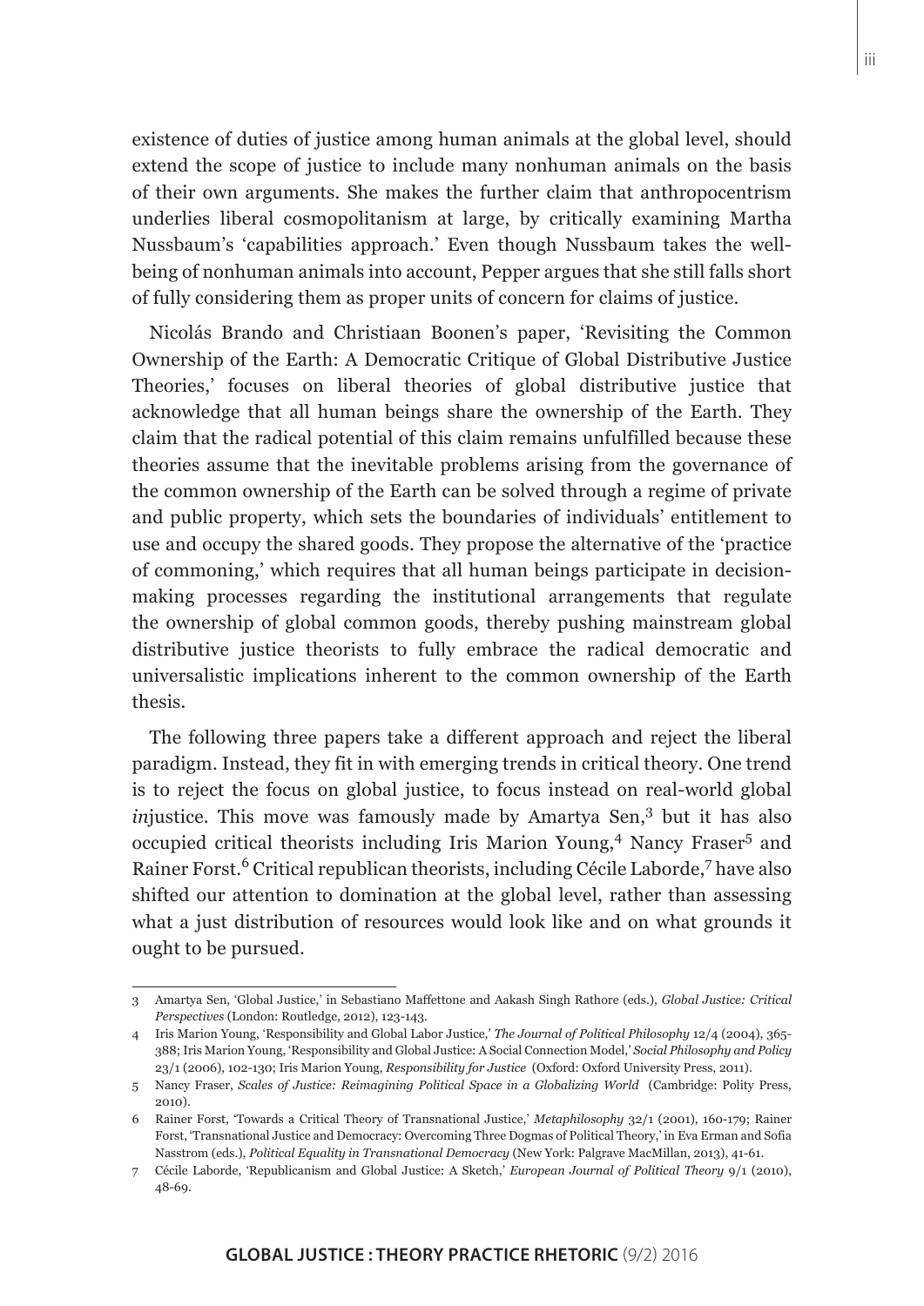existence of duties of justice among human animals at the global level, should extend the scope of justice to include many nonhuman animals on the basis of their own arguments. She makes the further claim that anthropocentrism underlies liberal cosmopolitanism at large, by critically examining Martha Nussbaum's 'capabilities approach.' Even though Nussbaum takes the well-being of nonhuman animals into account, Pepper argues that she still falls short of fully considering them as proper units of concern for claims of justice.

Nicolás Brando and Christiaan Boonen's paper, 'Revisiting the Common Ownership of the Earth: A Democratic Critique of Global Distributive Justice Theories,' focuses on liberal theories of global distributive justice that acknowledge that all human beings share the ownership of the Earth. They claim that the radical potential of this claim remains unfulfilled because these theories assume that the inevitable problems arising from the governance of the common ownership of the Earth can be solved through a regime of private and public property, which sets the boundaries of individuals' entitlement to use and occupy the shared goods. They propose the alternative of the 'practice of commoning,' which requires that all human beings participate in decision-making processes regarding the institutional arrangements that regulate the ownership of global common goods, thereby pushing mainstream global distributive justice theorists to fully embrace the radical democratic and universalistic implications inherent to the common ownership of the Earth thesis.

The following three papers take a different approach and reject the liberal paradigm. Instead, they fit in with emerging trends in critical theory. One trend is to reject the focus on global justice, to focus instead on real-world global *in*justice. This move was famously made by Amartya Sen,[3] but it has also occupied critical theorists including Iris Marion Young,[4] Nancy Fraser[5] and Rainer Forst.[6] Critical republican theorists, including Cécile Laborde,[7] have also shifted our attention to domination at the global level, rather than assessing what a just distribution of resources would look like and on what grounds it ought to be pursued.

---

3 Amartya Sen, 'Global Justice,' in Sebastiano Maffettone and Aakash Singh Rathore (eds.), *Global Justice: Critical Perspectives* (London: Routledge, 2012), 123-143.

4 Iris Marion Young, 'Responsibility and Global Labor Justice,' *The Journal of Political Philosophy* 12/4 (2004), 365-388; Iris Marion Young, 'Responsibility and Global Justice: A Social Connection Model,' *Social Philosophy and Policy* 23/1 (2006), 102-130; Iris Marion Young, *Responsibility for Justice* (Oxford: Oxford University Press, 2011).

5 Nancy Fraser, *Scales of Justice: Reimagining Political Space in a Globalizing World* (Cambridge: Polity Press, 2010).

6 Rainer Forst, 'Towards a Critical Theory of Transnational Justice,' *Metaphilosophy* 32/1 (2001), 160-179; Rainer Forst, 'Transnational Justice and Democracy: Overcoming Three Dogmas of Political Theory,' in Eva Erman and Sofia Nasstrom (eds.), *Political Equality in Transnational Democracy* (New York: Palgrave MacMillan, 2013), 41-61.

7 Cécile Laborde, 'Republicanism and Global Justice: A Sketch,' *European Journal of Political Theory* 9/1 (2010), 48-69.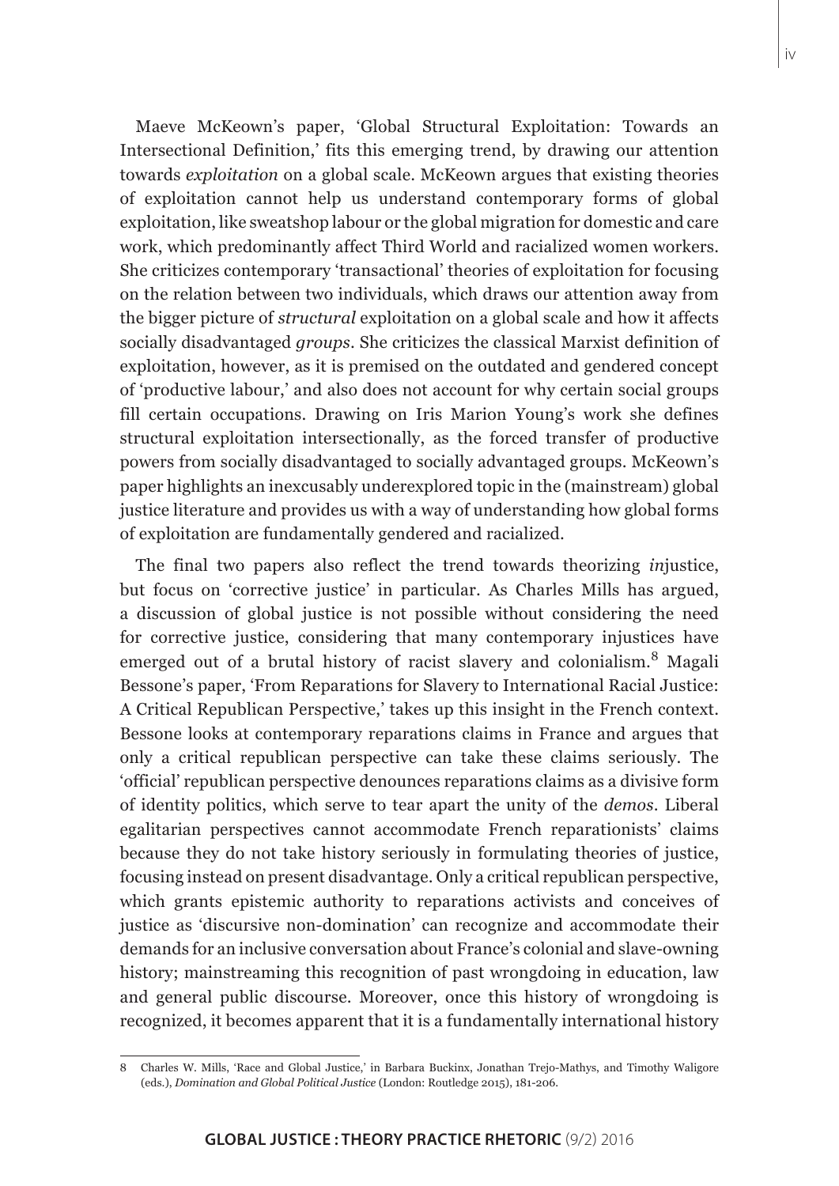Maeve McKeown's paper, 'Global Structural Exploitation: Towards an Intersectional Definition,' fits this emerging trend, by drawing our attention towards *exploitation* on a global scale. McKeown argues that existing theories of exploitation cannot help us understand contemporary forms of global exploitation, like sweatshop labour or the global migration for domestic and care work, which predominantly affect Third World and racialized women workers. She criticizes contemporary 'transactional' theories of exploitation for focusing on the relation between two individuals, which draws our attention away from the bigger picture of *structural* exploitation on a global scale and how it affects socially disadvantaged *groups*. She criticizes the classical Marxist definition of exploitation, however, as it is premised on the outdated and gendered concept of 'productive labour,' and also does not account for why certain social groups fill certain occupations. Drawing on Iris Marion Young's work she defines structural exploitation intersectionally, as the forced transfer of productive powers from socially disadvantaged to socially advantaged groups. McKeown's paper highlights an inexcusably underexplored topic in the (mainstream) global justice literature and provides us with a way of understanding how global forms of exploitation are fundamentally gendered and racialized.

The final two papers also reflect the trend towards theorizing *in*justice, but focus on 'corrective justice' in particular. As Charles Mills has argued, a discussion of global justice is not possible without considering the need for corrective justice, considering that many contemporary injustices have emerged out of a brutal history of racist slavery and colonialism.[8] Magali Bessone's paper, 'From Reparations for Slavery to International Racial Justice: A Critical Republican Perspective,' takes up this insight in the French context. Bessone looks at contemporary reparations claims in France and argues that only a critical republican perspective can take these claims seriously. The 'official' republican perspective denounces reparations claims as a divisive form of identity politics, which serve to tear apart the unity of the *demos*. Liberal egalitarian perspectives cannot accommodate French reparationists' claims because they do not take history seriously in formulating theories of justice, focusing instead on present disadvantage. Only a critical republican perspective, which grants epistemic authority to reparations activists and conceives of justice as 'discursive non-domination' can recognize and accommodate their demands for an inclusive conversation about France's colonial and slave-owning history; mainstreaming this recognition of past wrongdoing in education, law and general public discourse. Moreover, once this history of wrongdoing is recognized, it becomes apparent that it is a fundamentally international history

8 Charles W. Mills, 'Race and Global Justice,' in Barbara Buckinx, Jonathan Trejo-Mathys, and Timothy Waligore (eds.), *Domination and Global Political Justice* (London: Routledge 2015), 181-206.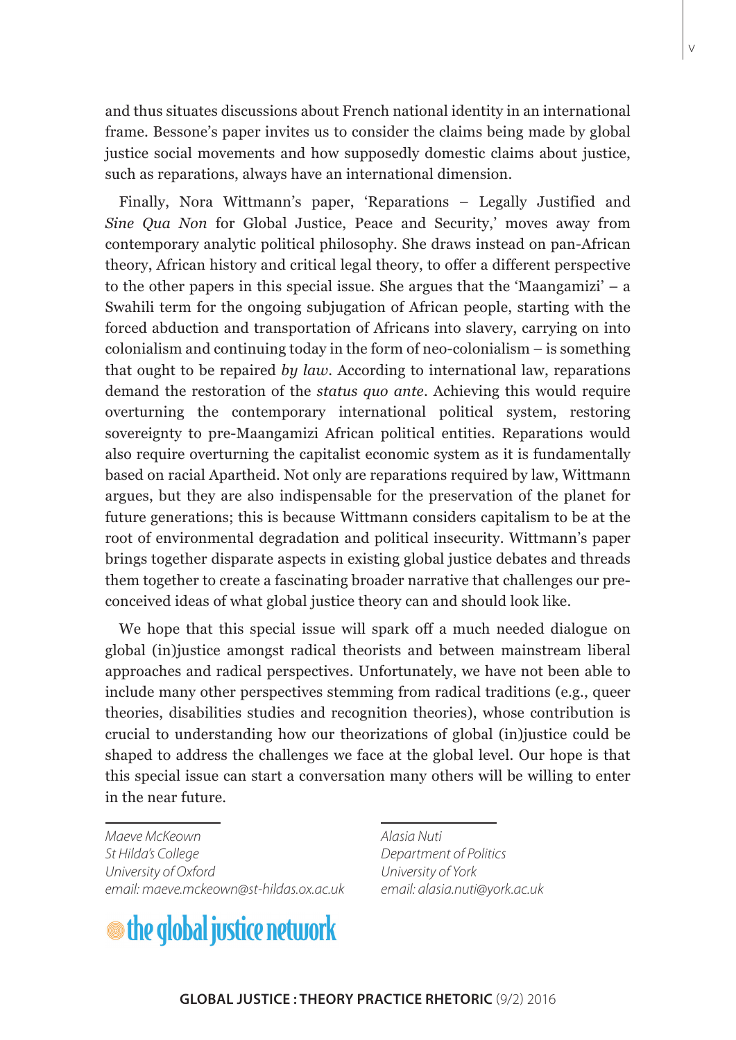and thus situates discussions about French national identity in an international frame. Bessone's paper invites us to consider the claims being made by global justice social movements and how supposedly domestic claims about justice, such as reparations, always have an international dimension.

Finally, Nora Wittmann's paper, 'Reparations – Legally Justified and *Sine Qua Non* for Global Justice, Peace and Security,' moves away from contemporary analytic political philosophy. She draws instead on pan-African theory, African history and critical legal theory, to offer a different perspective to the other papers in this special issue. She argues that the 'Maangamizi' – a Swahili term for the ongoing subjugation of African people, starting with the forced abduction and transportation of Africans into slavery, carrying on into colonialism and continuing today in the form of neo-colonialism – is something that ought to be repaired *by law*. According to international law, reparations demand the restoration of the *status quo ante*. Achieving this would require overturning the contemporary international political system, restoring sovereignty to pre-Maangamizi African political entities. Reparations would also require overturning the capitalist economic system as it is fundamentally based on racial Apartheid. Not only are reparations required by law, Wittmann argues, but they are also indispensable for the preservation of the planet for future generations; this is because Wittmann considers capitalism to be at the root of environmental degradation and political insecurity. Wittmann's paper brings together disparate aspects in existing global justice debates and threads them together to create a fascinating broader narrative that challenges our pre-conceived ideas of what global justice theory can and should look like.

We hope that this special issue will spark off a much needed dialogue on global (in)justice amongst radical theorists and between mainstream liberal approaches and radical perspectives. Unfortunately, we have not been able to include many other perspectives stemming from radical traditions (e.g., queer theories, disabilities studies and recognition theories), whose contribution is crucial to understanding how our theorizations of global (in)justice could be shaped to address the challenges we face at the global level. Our hope is that this special issue can start a conversation many others will be willing to enter in the near future.

*Maeve McKeown*
*St Hilda's College*
*University of Oxford*
*email: maeve.mckeown@st-hildas.ox.ac.uk*

*Alasia Nuti*
*Department of Politics*
*University of York*
*email: alasia.nuti@york.ac.uk*

the global justice network